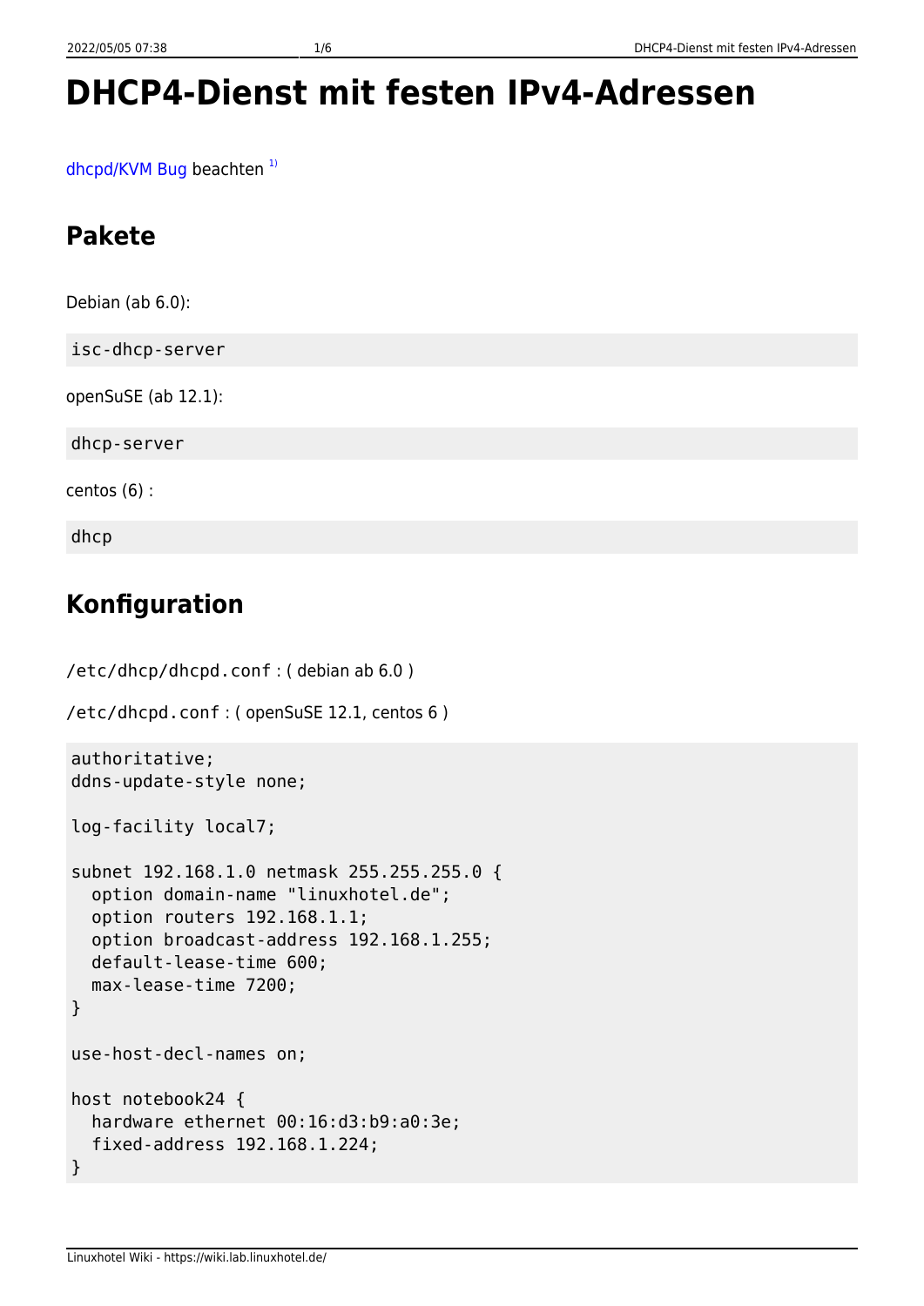# DHCP4-Dienst mit festen IPv4-Adressen

dhcpd/KVM Bug beachten [1)]

## Pakete

Debian (ab 6.0):

```
isc-dhcp-server
```

openSuSE (ab 12.1):

```
dhcp-server
```

centos (6) :

```
dhcp
```

## Konfiguration

`/etc/dhcp/dhcpd.conf` : ( debian ab 6.0 )

`/etc/dhcpd.conf` : ( openSuSE 12.1, centos 6 )

```
authoritative;
ddns-update-style none;

log-facility local7;

subnet 192.168.1.0 netmask 255.255.255.0 {
  option domain-name "linuxhotel.de";
  option routers 192.168.1.1;
  option broadcast-address 192.168.1.255;
  default-lease-time 600;
  max-lease-time 7200;
}

use-host-decl-names on;

host notebook24 {
  hardware ethernet 00:16:d3:b9:a0:3e;
  fixed-address 192.168.1.224;
}
```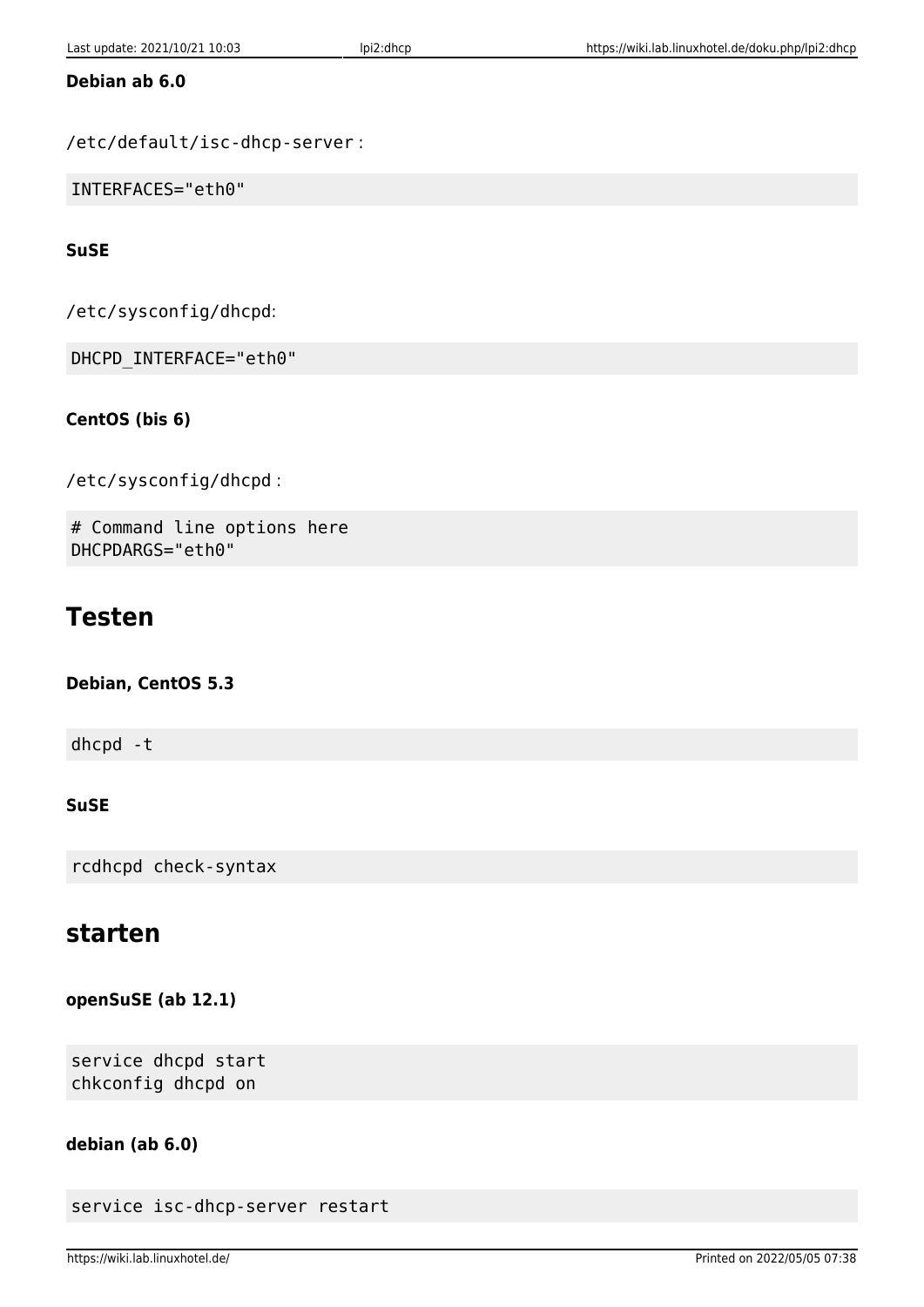**Debian ab 6.0**

`/etc/default/isc-dhcp-server` :

```
INTERFACES="eth0"
```

**SuSE**

`/etc/sysconfig/dhcpd`:

```
DHCPD_INTERFACE="eth0"
```

**CentOS (bis 6)**

`/etc/sysconfig/dhcpd` :

```
# Command line options here
DHCPDARGS="eth0"
```

## Testen

**Debian, CentOS 5.3**

```
dhcpd -t
```

**SuSE**

```
rcdhcpd check-syntax
```

## starten

**openSuSE (ab 12.1)**

```
service dhcpd start
chkconfig dhcpd on
```

**debian (ab 6.0)**

```
service isc-dhcp-server restart
```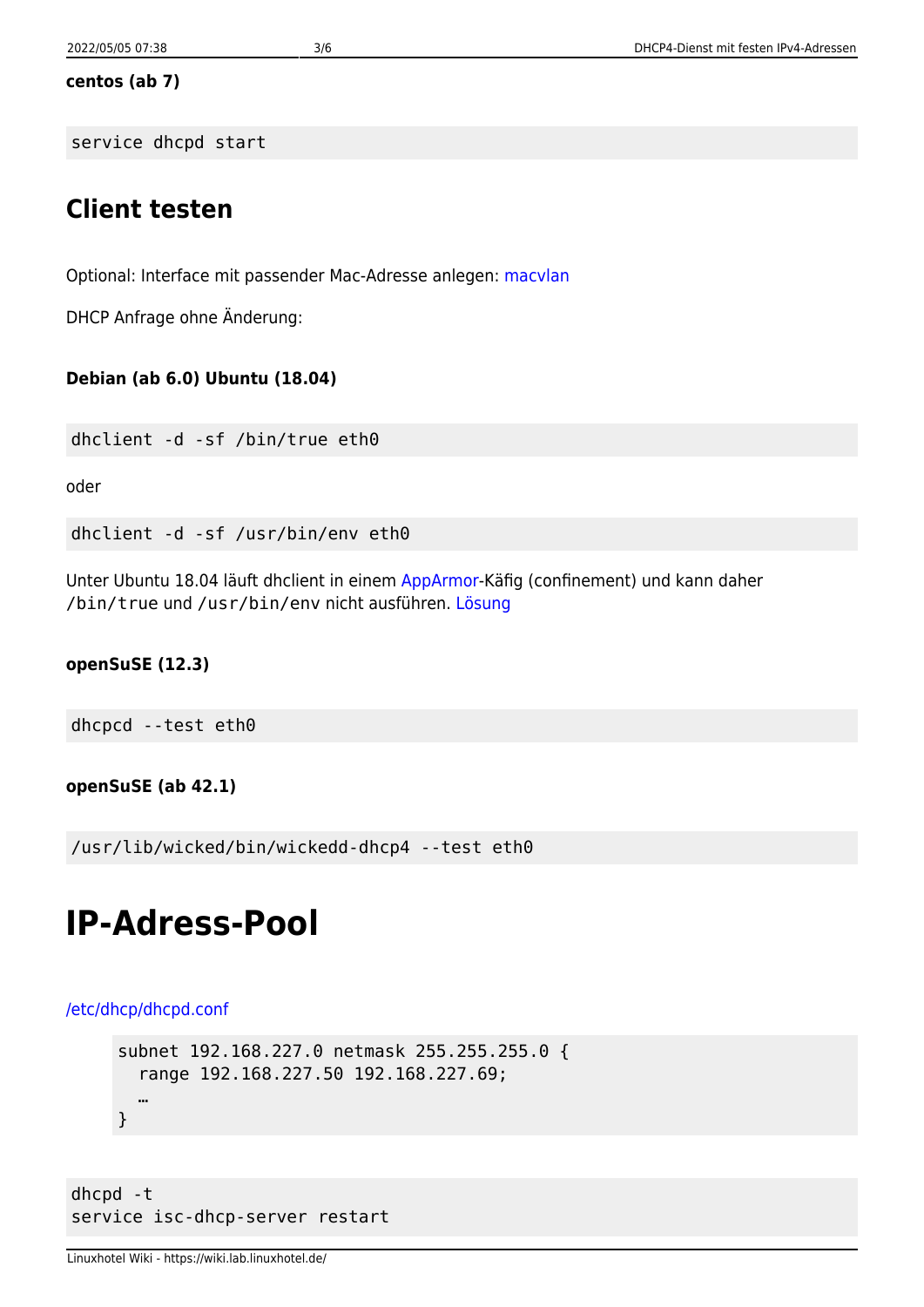**centos (ab 7)**

```
service dhcpd start
```

## Client testen

Optional: Interface mit passender Mac-Adresse anlegen: macvlan

DHCP Anfrage ohne Änderung:

**Debian (ab 6.0) Ubuntu (18.04)**

```
dhclient -d -sf /bin/true eth0
```

oder

```
dhclient -d -sf /usr/bin/env eth0
```

Unter Ubuntu 18.04 läuft dhclient in einem AppArmor-Käfig (confinement) und kann daher `/bin/true` und `/usr/bin/env` nicht ausführen. Lösung

**openSuSE (12.3)**

```
dhcpcd --test eth0
```

**openSuSE (ab 42.1)**

```
/usr/lib/wicked/bin/wickedd-dhcp4 --test eth0
```

# IP-Adress-Pool

/etc/dhcp/dhcpd.conf

```
subnet 192.168.227.0 netmask 255.255.255.0 {
  range 192.168.227.50 192.168.227.69;
  …
}
```

```
dhcpd -t
service isc-dhcp-server restart
```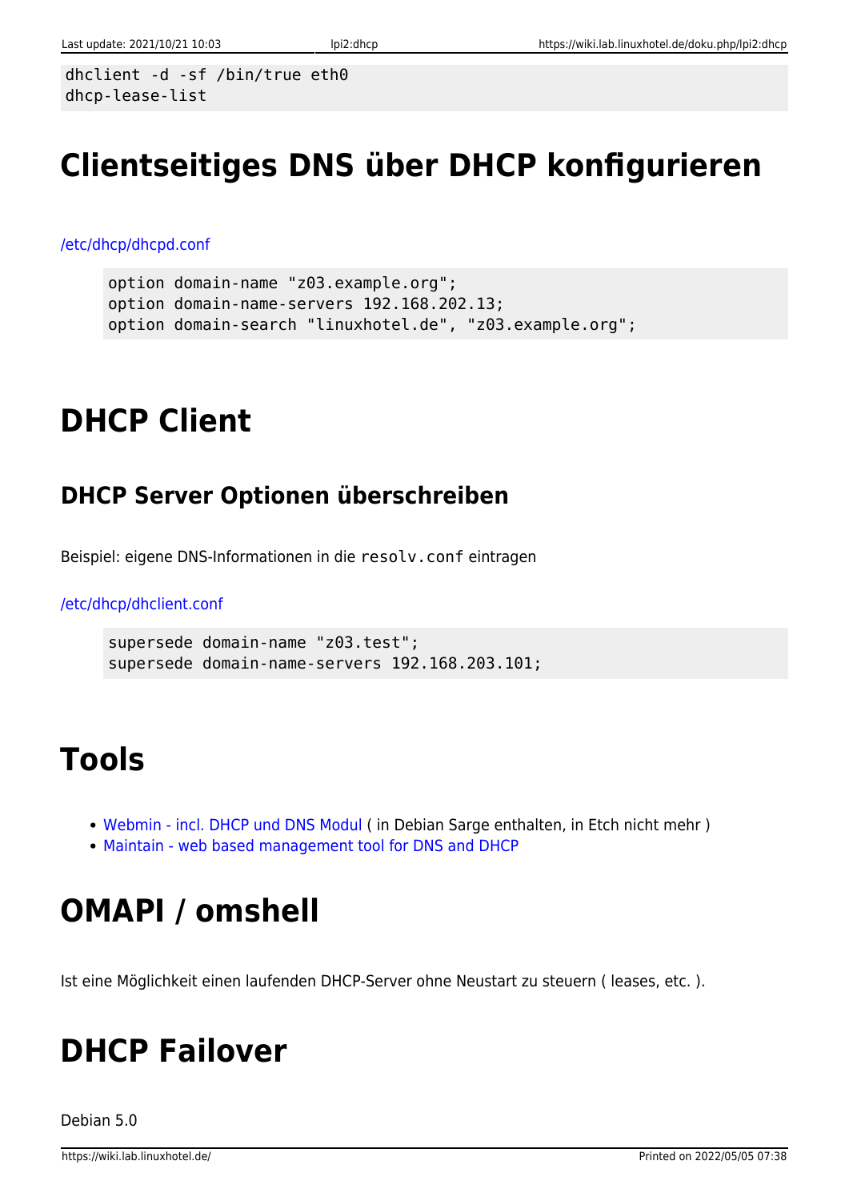```
dhclient -d -sf /bin/true eth0
dhcp-lease-list
```

# Clientseitiges DNS über DHCP konfigurieren

/etc/dhcp/dhcpd.conf

```
option domain-name "z03.example.org";
option domain-name-servers 192.168.202.13;
option domain-search "linuxhotel.de", "z03.example.org";
```

# DHCP Client

## DHCP Server Optionen überschreiben

Beispiel: eigene DNS-Informationen in die `resolv.conf` eintragen

/etc/dhcp/dhclient.conf

```
supersede domain-name "z03.test";
supersede domain-name-servers 192.168.203.101;
```

# Tools

- Webmin - incl. DHCP und DNS Modul ( in Debian Sarge enthalten, in Etch nicht mehr )
- Maintain - web based management tool for DNS and DHCP

# OMAPI / omshell

Ist eine Möglichkeit einen laufenden DHCP-Server ohne Neustart zu steuern ( leases, etc. ).

# DHCP Failover

Debian 5.0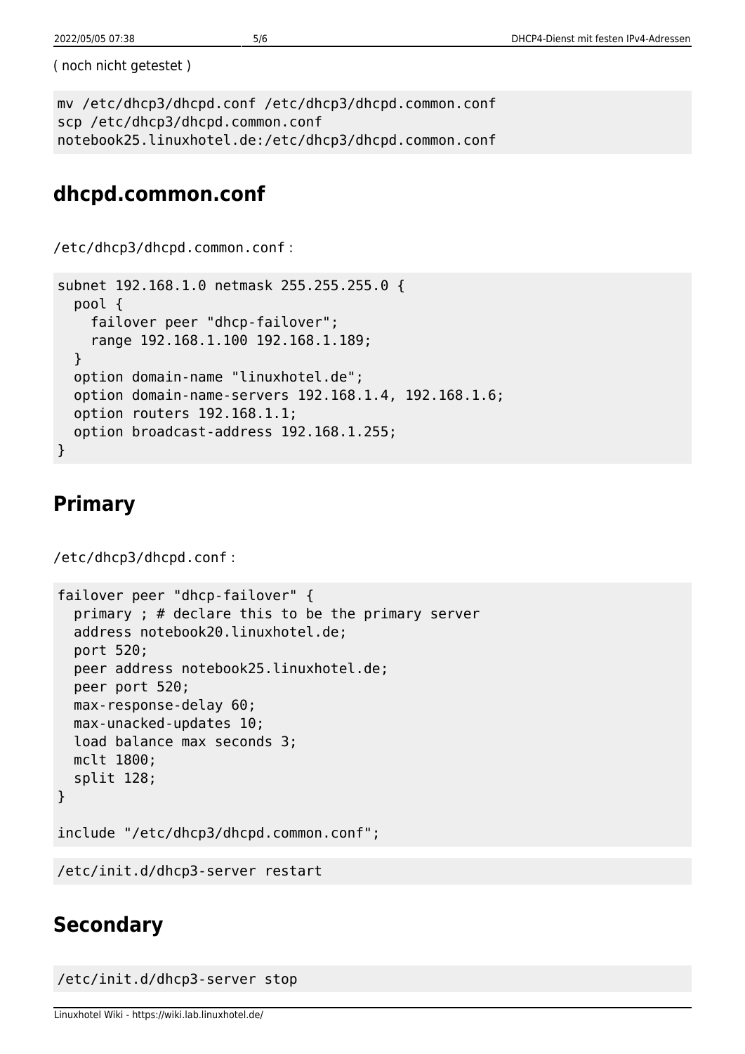( noch nicht getestet )

```
mv /etc/dhcp3/dhcpd.conf /etc/dhcp3/dhcpd.common.conf
scp /etc/dhcp3/dhcpd.common.conf
notebook25.linuxhotel.de:/etc/dhcp3/dhcpd.common.conf
```

## dhcpd.common.conf

`/etc/dhcp3/dhcpd.common.conf` :

```
subnet 192.168.1.0 netmask 255.255.255.0 {
  pool {
    failover peer "dhcp-failover";
    range 192.168.1.100 192.168.1.189;
  }
  option domain-name "linuxhotel.de";
  option domain-name-servers 192.168.1.4, 192.168.1.6;
  option routers 192.168.1.1;
  option broadcast-address 192.168.1.255;
}
```

## Primary

`/etc/dhcp3/dhcpd.conf` :

```
failover peer "dhcp-failover" {
  primary ; # declare this to be the primary server
  address notebook20.linuxhotel.de;
  port 520;
  peer address notebook25.linuxhotel.de;
  peer port 520;
  max-response-delay 60;
  max-unacked-updates 10;
  load balance max seconds 3;
  mclt 1800;
  split 128;
}

include "/etc/dhcp3/dhcpd.common.conf";
```

```
/etc/init.d/dhcp3-server restart
```

## Secondary

```
/etc/init.d/dhcp3-server stop
```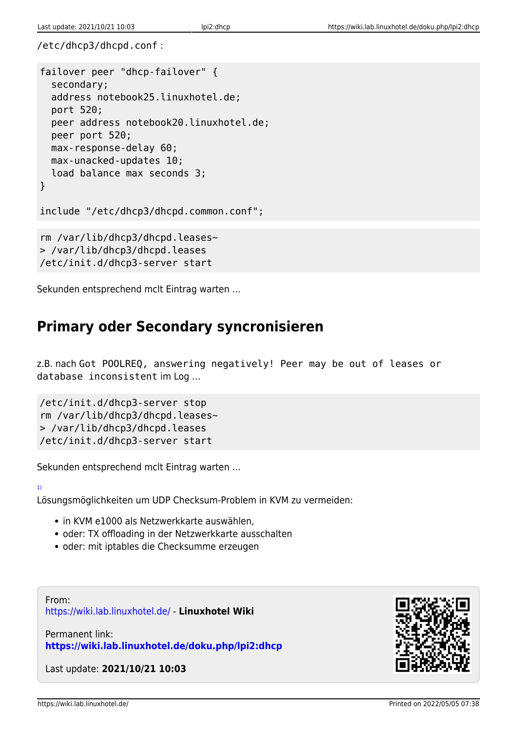`/etc/dhcp3/dhcpd.conf`:

```
failover peer "dhcp-failover" {
  secondary;
  address notebook25.linuxhotel.de;
  port 520;
  peer address notebook20.linuxhotel.de;
  peer port 520;
  max-response-delay 60;
  max-unacked-updates 10;
  load balance max seconds 3;
}

include "/etc/dhcp3/dhcpd.common.conf";
```

```
rm /var/lib/dhcp3/dhcpd.leases~
> /var/lib/dhcp3/dhcpd.leases
/etc/init.d/dhcp3-server start
```

Sekunden entsprechend mclt Eintrag warten …

## Primary oder Secondary syncronisieren

z.B. nach `Got POOLREQ, answering negatively! Peer may be out of leases or database inconsistent` im Log …

```
/etc/init.d/dhcp3-server stop
rm /var/lib/dhcp3/dhcpd.leases~
> /var/lib/dhcp3/dhcpd.leases
/etc/init.d/dhcp3-server start
```

Sekunden entsprechend mclt Eintrag warten …

[1]
Lösungsmöglichkeiten um UDP Checksum-Problem in KVM zu vermeiden:

- in KVM e1000 als Netzwerkkarte auswählen,
- oder: TX offloading in der Netzwerkkarte ausschalten
- oder: mit iptables die Checksumme erzeugen

From:
https://wiki.lab.linuxhotel.de/ - **Linuxhotel Wiki**

Permanent link:
**https://wiki.lab.linuxhotel.de/doku.php/lpi2:dhcp**

Last update: **2021/10/21 10:03**